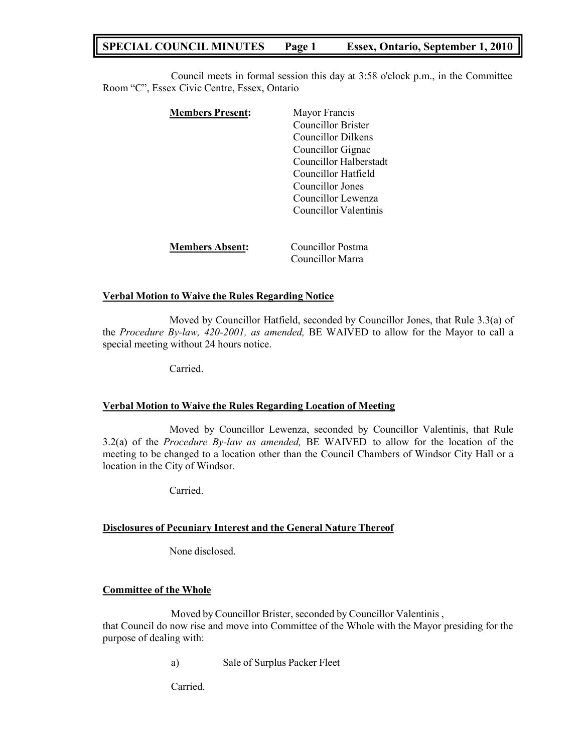# SPECIAL COUNCIL MINUTES — Essex, Ontario, September 1, 2010

Council meets in formal session this day at 3:58 o'clock p.m., in the Committee Room "C", Essex Civic Centre, Essex, Ontario

**Members Present:**

Mayor Francis
Councillor Brister
Councillor Dilkens
Councillor Gignac
Councillor Halberstadt
Councillor Hatfield
Councillor Jones
Councillor Lewenza
Councillor Valentinis

**Members Absent:**

Councillor Postma
Councillor Marra

## Verbal Motion to Waive the Rules Regarding Notice

Moved by Councillor Hatfield, seconded by Councillor Jones, that Rule 3.3(a) of the *Procedure By-law, 420-2001, as amended,* BE WAIVED to allow for the Mayor to call a special meeting without 24 hours notice.

Carried.

## Verbal Motion to Waive the Rules Regarding Location of Meeting

Moved by Councillor Lewenza, seconded by Councillor Valentinis, that Rule 3.2(a) of the *Procedure By-law as amended,* BE WAIVED to allow for the location of the meeting to be changed to a location other than the Council Chambers of Windsor City Hall or a location in the City of Windsor.

Carried.

## Disclosures of Pecuniary Interest and the General Nature Thereof

None disclosed.

## Committee of the Whole

Moved by Councillor Brister, seconded by Councillor Valentinis , that Council do now rise and move into Committee of the Whole with the Mayor presiding for the purpose of dealing with:

a) Sale of Surplus Packer Fleet

Carried.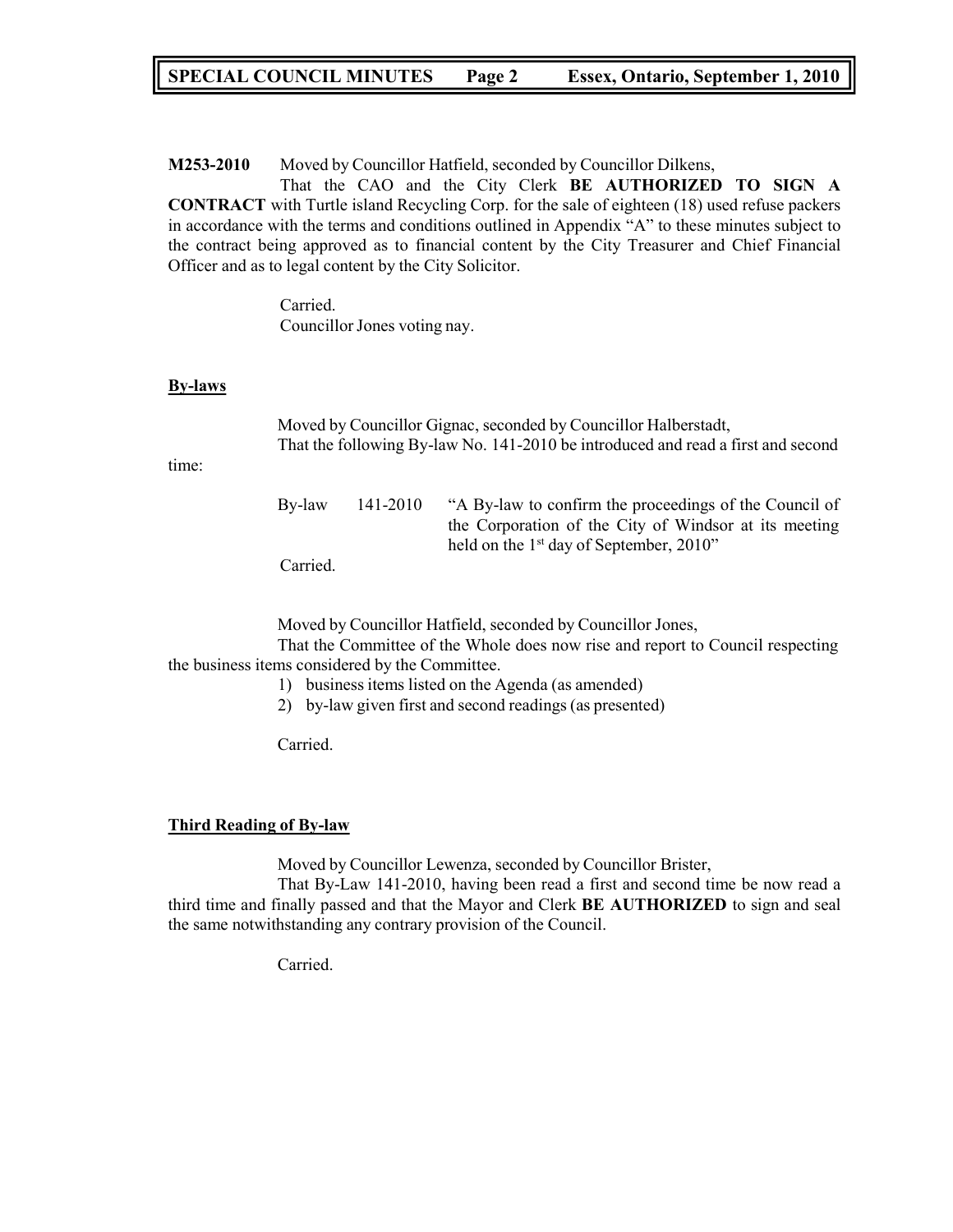**M253-2010** Moved by Councillor Hatfield, seconded by Councillor Dilkens,

That the CAO and the City Clerk **BE AUTHORIZED TO SIGN A CONTRACT** with Turtle island Recycling Corp. for the sale of eighteen (18) used refuse packers in accordance with the terms and conditions outlined in Appendix "A" to these minutes subject to the contract being approved as to financial content by the City Treasurer and Chief Financial Officer and as to legal content by the City Solicitor.

Carried.
Councillor Jones voting nay.

**By-laws**

Moved by Councillor Gignac, seconded by Councillor Halberstadt,
That the following By-law No. 141-2010 be introduced and read a first and second time:

By-law 141-2010 "A By-law to confirm the proceedings of the Council of the Corporation of the City of Windsor at its meeting held on the 1st day of September, 2010"

Carried.

Moved by Councillor Hatfield, seconded by Councillor Jones,

That the Committee of the Whole does now rise and report to Council respecting the business items considered by the Committee.

1) business items listed on the Agenda (as amended)
2) by-law given first and second readings (as presented)

Carried.

**Third Reading of By-law**

Moved by Councillor Lewenza, seconded by Councillor Brister,

That By-Law 141-2010, having been read a first and second time be now read a third time and finally passed and that the Mayor and Clerk **BE AUTHORIZED** to sign and seal the same notwithstanding any contrary provision of the Council.

Carried.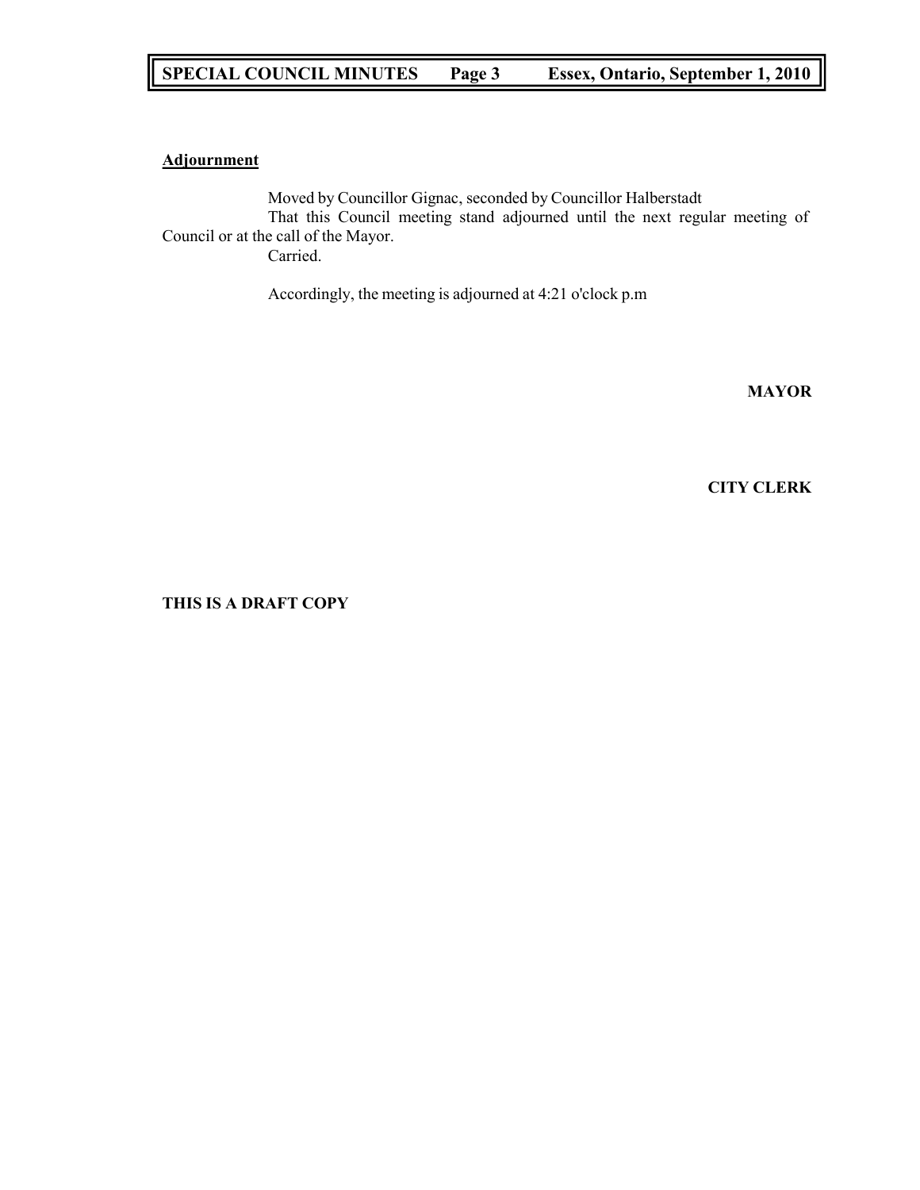**Adjournment**

Moved by Councillor Gignac, seconded by Councillor Halberstadt

That this Council meeting stand adjourned until the next regular meeting of Council or at the call of the Mayor.

Carried.

Accordingly, the meeting is adjourned at 4:21 o'clock p.m

**MAYOR**

**CITY CLERK**

**THIS IS A DRAFT COPY**